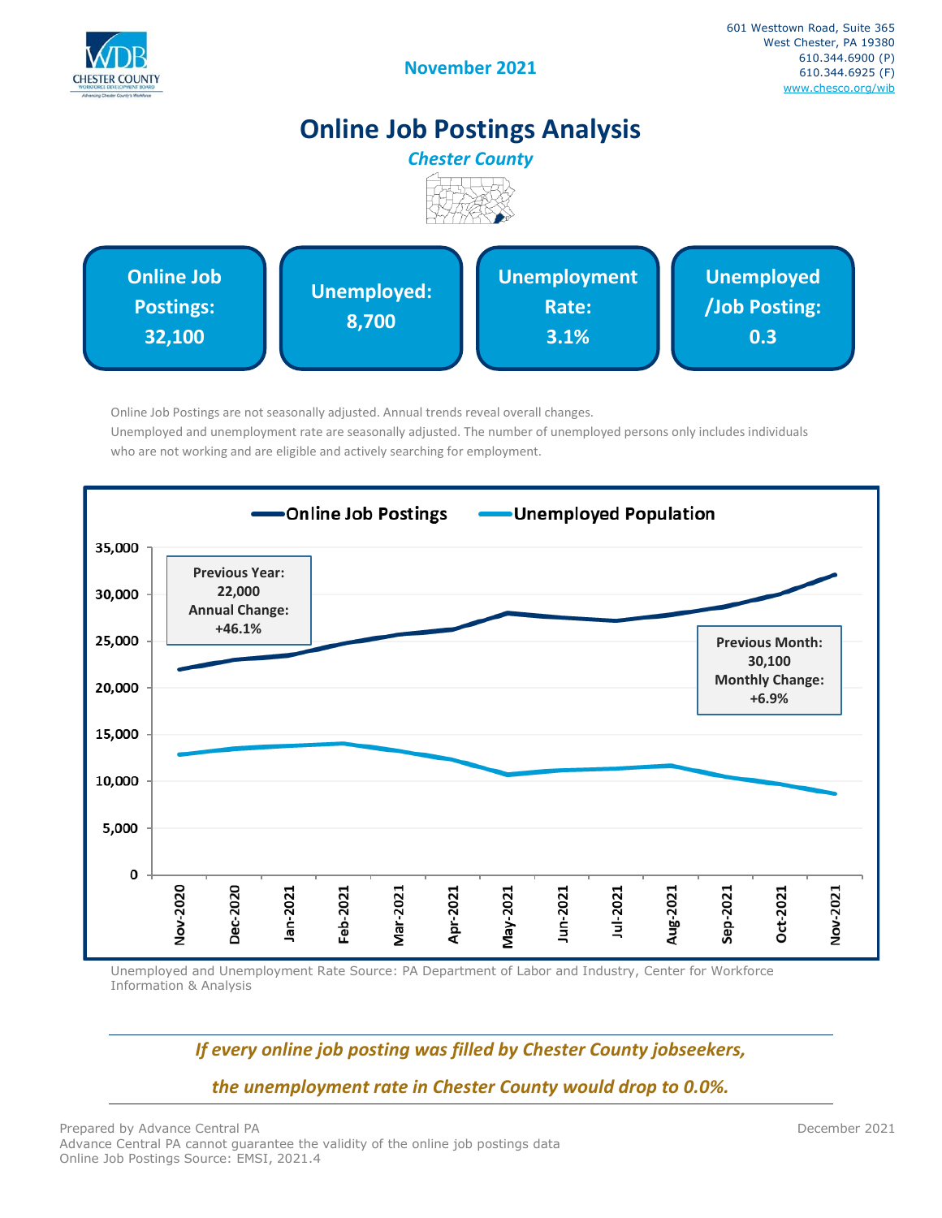601 Westtown Road, Suite 365
West Chester, PA 19380
610.344.6900 (P)
610.344.6925 (F)
www.chesco.org/wib

**November 2021**

# Online Job Postings Analysis

*Chester County*

| Online Job Postings: 32,100 | Unemployed: 8,700 | Unemployment Rate: 3.1% | Unemployed /Job Posting: 0.3 |
|---|---|---|---|

Online Job Postings are not seasonally adjusted. Annual trends reveal overall changes.
Unemployed and unemployment rate are seasonally adjusted. The number of unemployed persons only includes individuals who are not working and are eligible and actively searching for employment.

**Online Job Postings** / **Unemployed Population**

**Previous Year: 22,000**
**Annual Change: +46.1%**

**Previous Month: 30,100**
**Monthly Change: +6.9%**

Unemployed and Unemployment Rate Source: PA Department of Labor and Industry, Center for Workforce Information & Analysis

***If every online job posting was filled by Chester County jobseekers,***

***the unemployment rate in Chester County would drop to 0.0%.***

Prepared by Advance Central PA
Advance Central PA cannot guarantee the validity of the online job postings data
Online Job Postings Source: EMSI, 2021.4

December 2021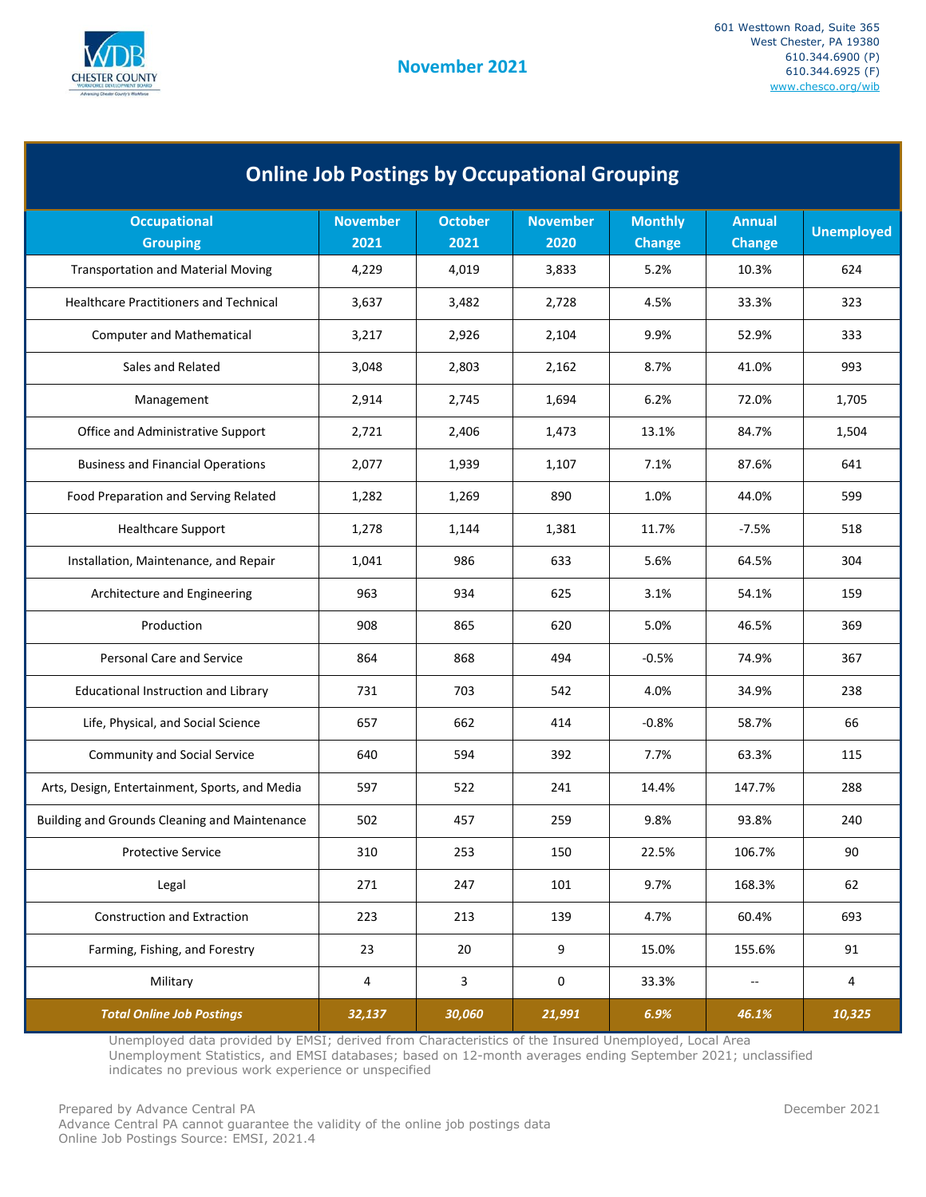November 2021

601 Westtown Road, Suite 365
West Chester, PA 19380
610.344.6900 (P)
610.344.6925 (F)
www.chesco.org/wib

## Online Job Postings by Occupational Grouping

| Occupational Grouping | November 2021 | October 2021 | November 2020 | Monthly Change | Annual Change | Unemployed |
|---|---|---|---|---|---|---|
| Transportation and Material Moving | 4,229 | 4,019 | 3,833 | 5.2% | 10.3% | 624 |
| Healthcare Practitioners and Technical | 3,637 | 3,482 | 2,728 | 4.5% | 33.3% | 323 |
| Computer and Mathematical | 3,217 | 2,926 | 2,104 | 9.9% | 52.9% | 333 |
| Sales and Related | 3,048 | 2,803 | 2,162 | 8.7% | 41.0% | 993 |
| Management | 2,914 | 2,745 | 1,694 | 6.2% | 72.0% | 1,705 |
| Office and Administrative Support | 2,721 | 2,406 | 1,473 | 13.1% | 84.7% | 1,504 |
| Business and Financial Operations | 2,077 | 1,939 | 1,107 | 7.1% | 87.6% | 641 |
| Food Preparation and Serving Related | 1,282 | 1,269 | 890 | 1.0% | 44.0% | 599 |
| Healthcare Support | 1,278 | 1,144 | 1,381 | 11.7% | -7.5% | 518 |
| Installation, Maintenance, and Repair | 1,041 | 986 | 633 | 5.6% | 64.5% | 304 |
| Architecture and Engineering | 963 | 934 | 625 | 3.1% | 54.1% | 159 |
| Production | 908 | 865 | 620 | 5.0% | 46.5% | 369 |
| Personal Care and Service | 864 | 868 | 494 | -0.5% | 74.9% | 367 |
| Educational Instruction and Library | 731 | 703 | 542 | 4.0% | 34.9% | 238 |
| Life, Physical, and Social Science | 657 | 662 | 414 | -0.8% | 58.7% | 66 |
| Community and Social Service | 640 | 594 | 392 | 7.7% | 63.3% | 115 |
| Arts, Design, Entertainment, Sports, and Media | 597 | 522 | 241 | 14.4% | 147.7% | 288 |
| Building and Grounds Cleaning and Maintenance | 502 | 457 | 259 | 9.8% | 93.8% | 240 |
| Protective Service | 310 | 253 | 150 | 22.5% | 106.7% | 90 |
| Legal | 271 | 247 | 101 | 9.7% | 168.3% | 62 |
| Construction and Extraction | 223 | 213 | 139 | 4.7% | 60.4% | 693 |
| Farming, Fishing, and Forestry | 23 | 20 | 9 | 15.0% | 155.6% | 91 |
| Military | 4 | 3 | 0 | 33.3% | -- | 4 |
| ***Total Online Job Postings*** | ***32,137*** | ***30,060*** | ***21,991*** | ***6.9%*** | ***46.1%*** | ***10,325*** |

Unemployed data provided by EMSI; derived from Characteristics of the Insured Unemployed, Local Area Unemployment Statistics, and EMSI databases; based on 12-month averages ending September 2021; unclassified indicates no previous work experience or unspecified

Prepared by Advance Central PA
Advance Central PA cannot guarantee the validity of the online job postings data
Online Job Postings Source: EMSI, 2021.4

December 2021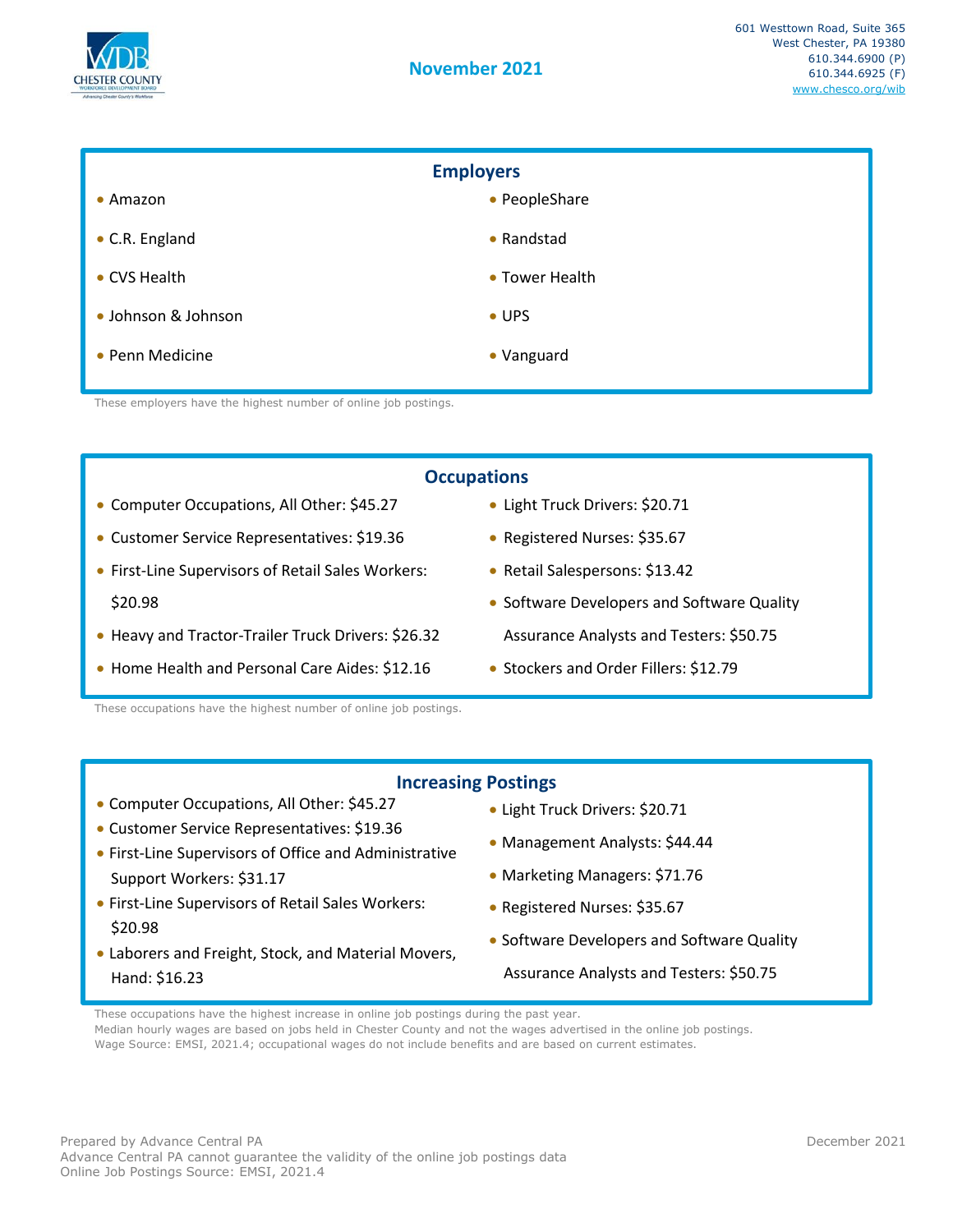November 2021

601 Westtown Road, Suite 365
West Chester, PA 19380
610.344.6900 (P)
610.344.6925 (F)
www.chesco.org/wib

## Employers

- Amazon
- C.R. England
- CVS Health
- Johnson & Johnson
- Penn Medicine
- PeopleShare
- Randstad
- Tower Health
- UPS
- Vanguard

These employers have the highest number of online job postings.

## Occupations

- Computer Occupations, All Other: $45.27
- Customer Service Representatives: $19.36
- First-Line Supervisors of Retail Sales Workers: $20.98
- Heavy and Tractor-Trailer Truck Drivers: $26.32
- Home Health and Personal Care Aides: $12.16
- Light Truck Drivers: $20.71
- Registered Nurses: $35.67
- Retail Salespersons: $13.42
- Software Developers and Software Quality Assurance Analysts and Testers: $50.75
- Stockers and Order Fillers: $12.79

These occupations have the highest number of online job postings.

## Increasing Postings

- Computer Occupations, All Other: $45.27
- Customer Service Representatives: $19.36
- First-Line Supervisors of Office and Administrative Support Workers: $31.17
- First-Line Supervisors of Retail Sales Workers: $20.98
- Laborers and Freight, Stock, and Material Movers, Hand: $16.23
- Light Truck Drivers: $20.71
- Management Analysts: $44.44
- Marketing Managers: $71.76
- Registered Nurses: $35.67
- Software Developers and Software Quality Assurance Analysts and Testers: $50.75

These occupations have the highest increase in online job postings during the past year.
Median hourly wages are based on jobs held in Chester County and not the wages advertised in the online job postings.
Wage Source: EMSI, 2021.4; occupational wages do not include benefits and are based on current estimates.

Prepared by Advance Central PA
Advance Central PA cannot guarantee the validity of the online job postings data
Online Job Postings Source: EMSI, 2021.4

December 2021